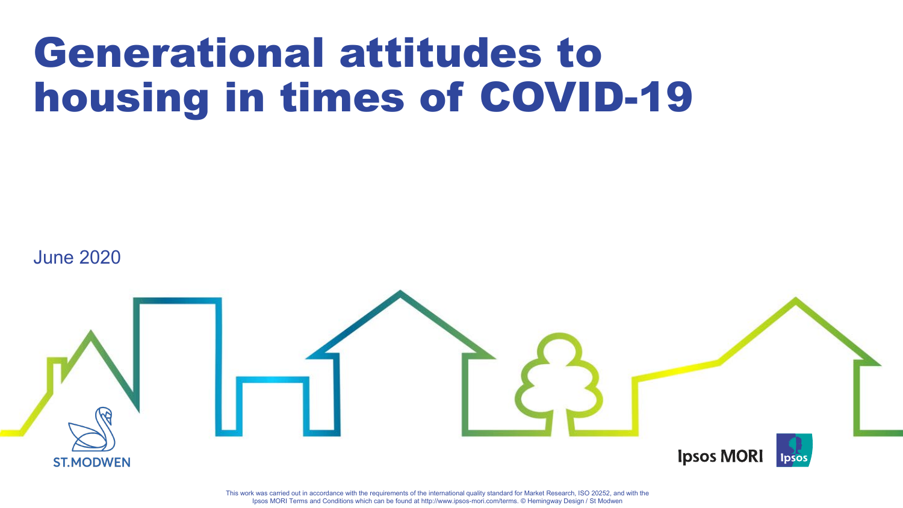# Generational attitudes to housing in times of COVID-19

June 2020

ST.MODWEN

Ipsos MORI

This work was carried out in accordance with the requirements of the international quality standard for Market Research, ISO 20252, and with the Ipsos MORI Terms and Conditions which can be found at http://www.ipsos-mori.com/terms. © Hemingway Design / St Modwen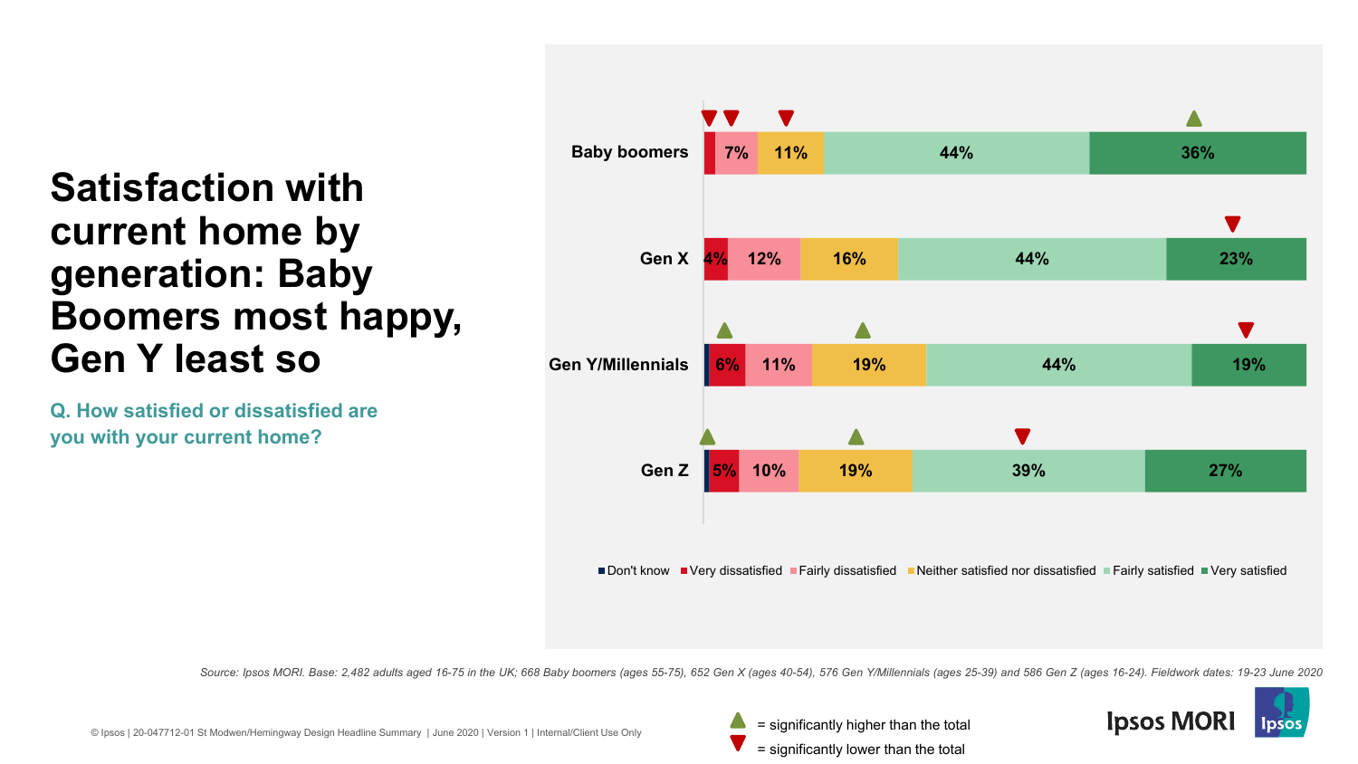# Satisfaction with current home by generation: Baby Boomers most happy, Gen Y least so

**Q. How satisfied or dissatisfied are you with your current home?**

| | Don't know | Very dissatisfied | Fairly dissatisfied | Neither satisfied nor dissatisfied | Fairly satisfied | Very satisfied |
|---|---|---|---|---|---|---|
| Baby boomers | | ▼ | 7% ▼ | 11% ▼ | 44% | 36% ▲ |
| Gen X | | 4% | 12% | 16% | 44% | 23% ▼ |
| Gen Y/Millennials | | 6% ▲ | 11% | 19% ▲ | 44% | 19% ▼ |
| Gen Z | ▲ | 5% | 10% | 19% ▲ | 39% ▼ | 27% |

▲ = significantly higher than the total

▼ = significantly lower than the total

*Source: Ipsos MORI. Base: 2,482 adults aged 16-75 in the UK; 668 Baby boomers (ages 55-75), 652 Gen X (ages 40-54), 576 Gen Y/Millennials (ages 25-39) and 586 Gen Z (ages 16-24). Fieldwork dates: 19-23 June 2020*

© Ipsos | 20-047712-01 St Modwen/Hemingway Design Headline Summary | June 2020 | Version 1 | Internal/Client Use Only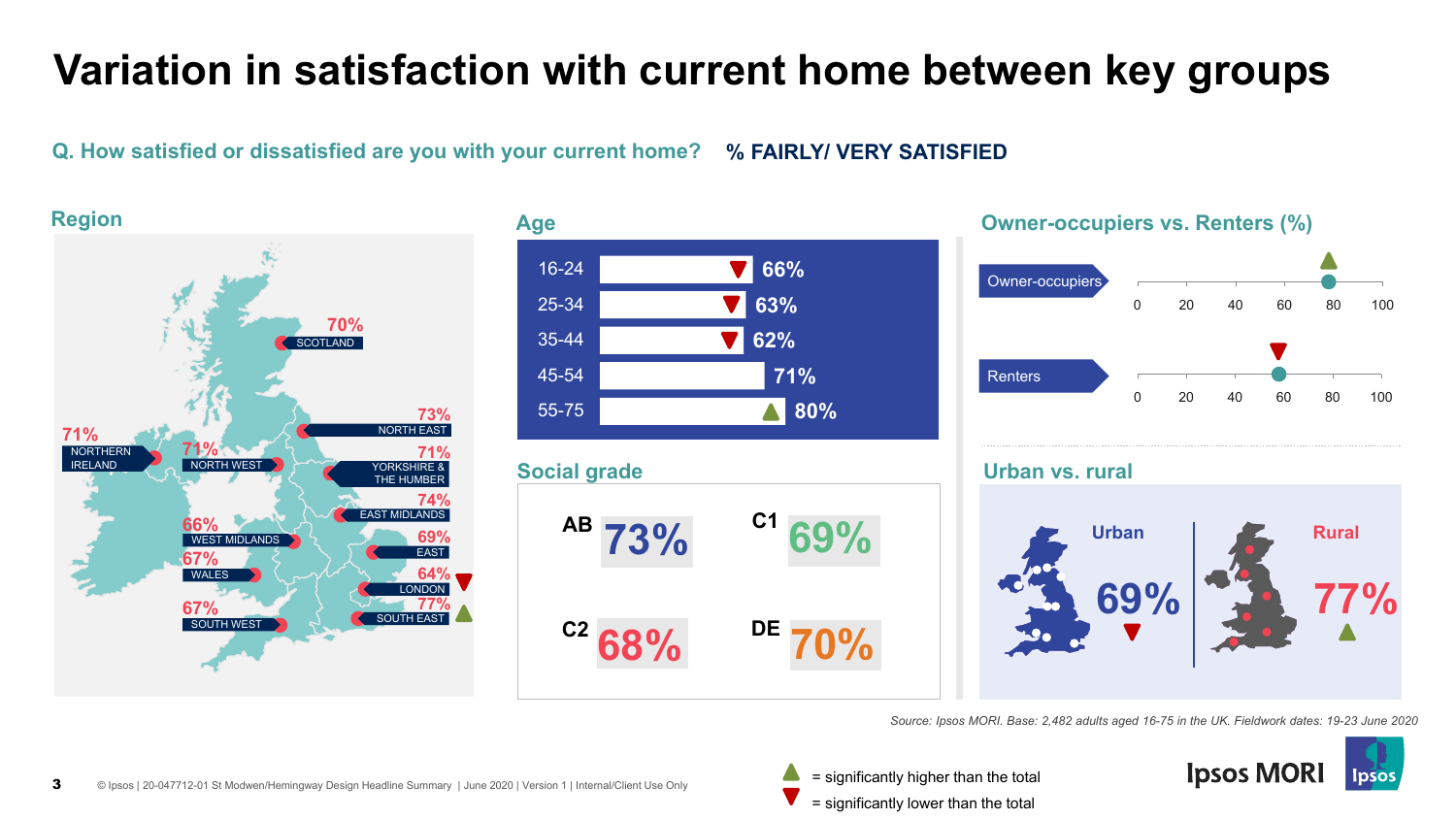# Variation in satisfaction with current home between key groups

**Q. How satisfied or dissatisfied are you with your current home?** **% FAIRLY/ VERY SATISFIED**

## Region

| Region | % |
|---|---|
| Scotland | 70% |
| North East | 73% |
| Northern Ireland | 71% |
| North West | 71% |
| Yorkshire & The Humber | 71% |
| East Midlands | 74% |
| West Midlands | 66% |
| East | 69% |
| Wales | 67% |
| London | 64% ▼ |
| South West | 67% |
| South East | 77% ▲ |

## Age

| Age | % |
|---|---|
| 16-24 | 66% ▼ |
| 25-34 | 63% ▼ |
| 35-44 | 62% ▼ |
| 45-54 | 71% |
| 55-75 | 80% ▲ |

## Owner-occupiers vs. Renters (%)

| Group | Approx. % | Significance |
|---|---|---|
| Owner-occupiers | ~78 | ▲ |
| Renters | ~58 | ▼ |

## Social grade

| Social grade | % |
|---|---|
| AB | 73% |
| C1 | 69% |
| C2 | 68% |
| DE | 70% |

## Urban vs. rural

| Area | % |
|---|---|
| Urban | 69% ▼ |
| Rural | 77% ▲ |

*Source: Ipsos MORI. Base: 2,482 adults aged 16-75 in the UK. Fieldwork dates: 19-23 June 2020*

▲ = significantly higher than the total
▼ = significantly lower than the total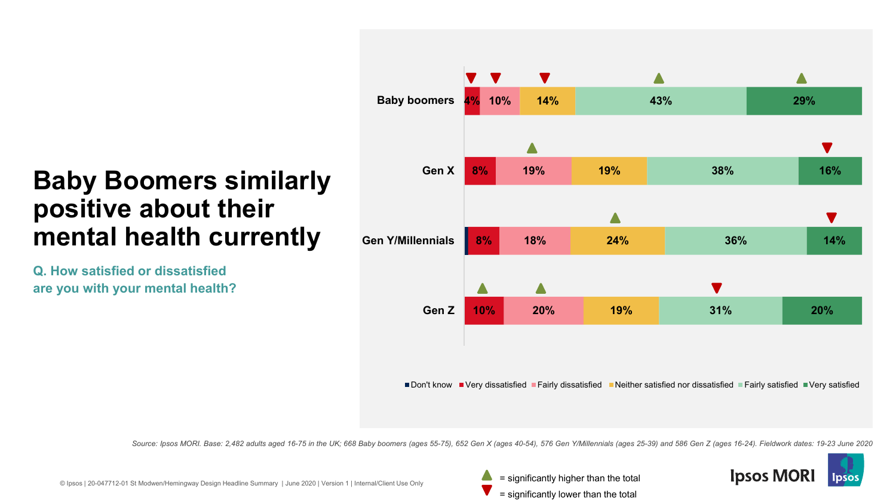# Baby Boomers similarly positive about their mental health currently

**Q. How satisfied or dissatisfied are you with your mental health?**

| | Don't know | Very dissatisfied | Fairly dissatisfied | Neither satisfied nor dissatisfied | Fairly satisfied | Very satisfied |
|---|---|---|---|---|---|---|
| Baby boomers | | 4% ▼ | 10% ▼ | 14% ▼ | 43% ▲ | 29% ▲ |
| Gen X | | 8% | 19% ▲ | 19% | 38% | 16% ▼ |
| Gen Y/Millennials | | 8% | 18% | 24% ▲ | 36% | 14% ▼ |
| Gen Z | | 10% ▲ | 20% ▲ | 19% | 31% ▼ | 20% |

*Source: Ipsos MORI. Base: 2,482 adults aged 16-75 in the UK; 668 Baby boomers (ages 55-75), 652 Gen X (ages 40-54), 576 Gen Y/Millennials (ages 25-39) and 586 Gen Z (ages 16-24). Fieldwork dates: 19-23 June 2020*

▲ = significantly higher than the total

▼ = significantly lower than the total

© Ipsos | 20-047712-01 St Modwen/Hemingway Design Headline Summary | June 2020 | Version 1 | Internal/Client Use Only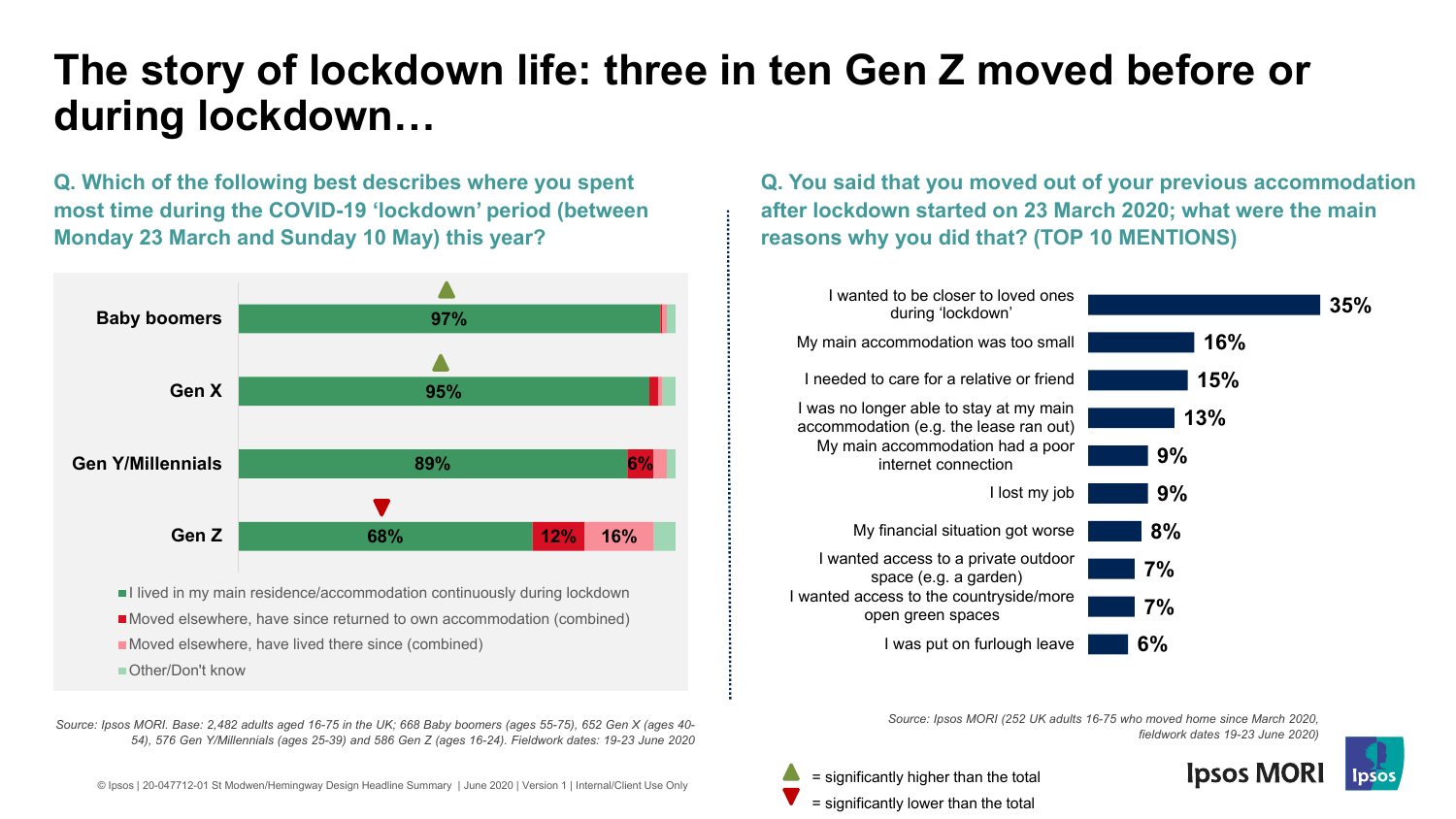# The story of lockdown life: three in ten Gen Z moved before or during lockdown…

### Q. Which of the following best describes where you spent most time during the COVID-19 'lockdown' period (between Monday 23 March and Sunday 10 May) this year?

| | I lived in my main residence/accommodation continuously during lockdown | Moved elsewhere, have since returned to own accommodation (combined) | Moved elsewhere, have lived there since (combined) | Other/Don't know |
|---|---|---|---|---|
| Baby boomers | 97% ▲ | | | |
| Gen X | 95% ▲ | | | |
| Gen Y/Millennials | 89% | 6% | | |
| Gen Z | 68% ▼ | 12% | 16% | |

*Source: Ipsos MORI. Base: 2,482 adults aged 16-75 in the UK; 668 Baby boomers (ages 55-75), 652 Gen X (ages 40-54), 576 Gen Y/Millennials (ages 25-39) and 586 Gen Z (ages 16-24). Fieldwork dates: 19-23 June 2020*

### Q. You said that you moved out of your previous accommodation after lockdown started on 23 March 2020; what were the main reasons why you did that? (TOP 10 MENTIONS)

| Reason | % |
|---|---|
| I wanted to be closer to loved ones during 'lockdown' | 35% |
| My main accommodation was too small | 16% |
| I needed to care for a relative or friend | 15% |
| I was no longer able to stay at my main accommodation (e.g. the lease ran out) | 13% |
| My main accommodation had a poor internet connection | 9% |
| I lost my job | 9% |
| My financial situation got worse | 8% |
| I wanted access to a private outdoor space (e.g. a garden) | 7% |
| I wanted access to the countryside/more open green spaces | 7% |
| I was put on furlough leave | 6% |

*Source: Ipsos MORI (252 UK adults 16-75 who moved home since March 2020, fieldwork dates 19-23 June 2020)*

▲ = significantly higher than the total

▼ = significantly lower than the total

© Ipsos | 20-047712-01 St Modwen/Hemingway Design Headline Summary | June 2020 | Version 1 | Internal/Client Use Only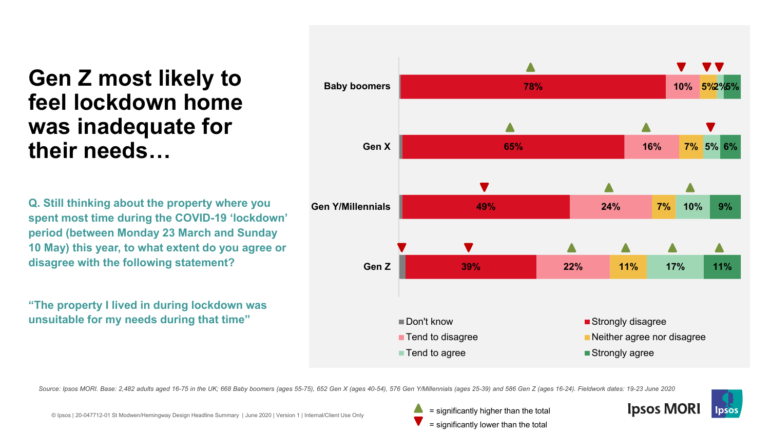# Gen Z most likely to feel lockdown home was inadequate for their needs…

**Q. Still thinking about the property where you spent most time during the COVID-19 'lockdown' period (between Monday 23 March and Sunday 10 May) this year, to what extent do you agree or disagree with the following statement?**

**"The property I lived in during lockdown was unsuitable for my needs during that time"**

| | Don't know | Strongly disagree | Tend to disagree | Neither agree nor disagree | Tend to agree | Strongly agree |
|---|---|---|---|---|---|---|
| Baby boomers | | 78% ▲ | 10% ▼ | 5% ▼ | 2% ▼ | 5% |
| Gen X | | 65% ▲ | 16% ▲ | 7% | 5% ▼ | 6% |
| Gen Y/Millennials | | 49% ▼ | 24% ▲ | 7% | 10% ▲ | 9% |
| Gen Z | ▼ | 39% ▼ | 22% ▲ | 11% ▲ | 17% ▲ | 11% ▲ |

▲ = significantly higher than the total
▼ = significantly lower than the total

*Source: Ipsos MORI. Base: 2,482 adults aged 16-75 in the UK; 668 Baby boomers (ages 55-75), 652 Gen X (ages 40-54), 576 Gen Y/Millennials (ages 25-39) and 586 Gen Z (ages 16-24). Fieldwork dates: 19-23 June 2020*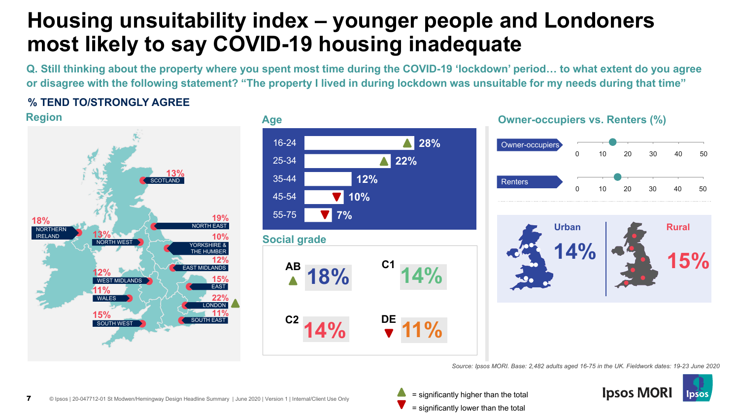# Housing unsuitability index – younger people and Londoners most likely to say COVID-19 housing inadequate

**Q. Still thinking about the property where you spent most time during the COVID-19 'lockdown' period… to what extent do you agree or disagree with the following statement? "The property I lived in during lockdown was unsuitable for my needs during that time"**

**% TEND TO/STRONGLY AGREE**

## Region

| Region | % |
|---|---|
| Scotland | 13% |
| Northern Ireland | 18% |
| North East | 19% |
| North West | 13% |
| Yorkshire & The Humber | 10% |
| East Midlands | 12% |
| West Midlands | 12% |
| East | 15% |
| Wales | 11% |
| London | 22% ▲ |
| South East | 11% |
| South West | 15% |

## Age

| Age | % |
|---|---|
| 16-24 | 28% ▲ |
| 25-34 | 22% ▲ |
| 35-44 | 12% |
| 45-54 | 10% ▼ |
| 55-75 | 7% ▼ |

## Social grade

| Social grade | % |
|---|---|
| AB | 18% ▲ |
| C1 | 14% |
| C2 | 14% |
| DE | 11% ▼ |

## Owner-occupiers vs. Renters (%)

| Group | % (approx.) |
|---|---|
| Owner-occupiers | 14 |
| Renters | 16 |

| Area | % |
|---|---|
| Urban | 14% |
| Rural | 15% |

*Source: Ipsos MORI. Base: 2,482 adults aged 16-75 in the UK. Fieldwork dates: 19-23 June 2020*

▲ = significantly higher than the total

▼ = significantly lower than the total

© Ipsos | 20-047712-01 St Modwen/Hemingway Design Headline Summary | June 2020 | Version 1 | Internal/Client Use Only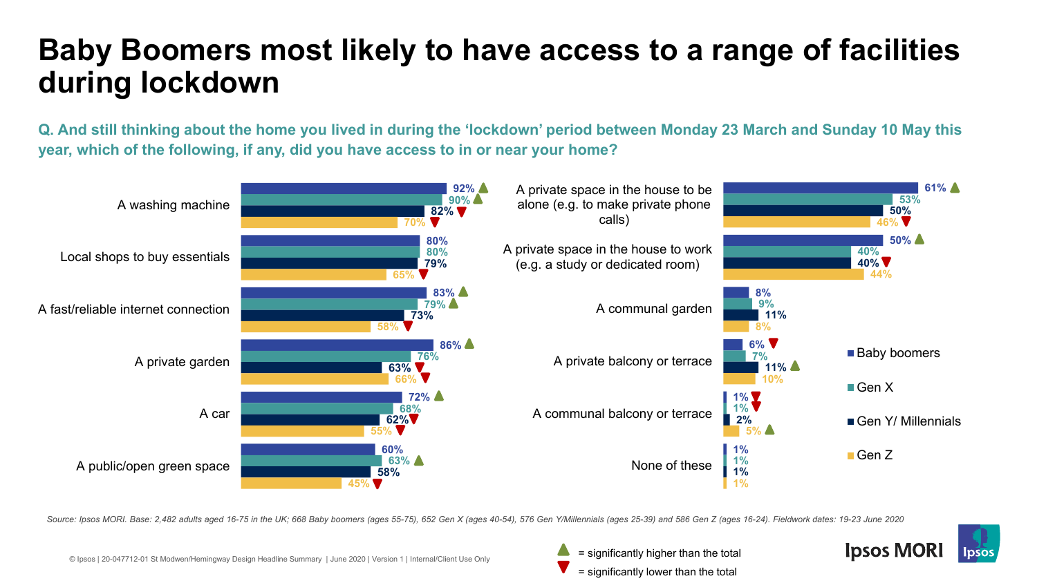# Baby Boomers most likely to have access to a range of facilities during lockdown

**Q. And still thinking about the home you lived in during the 'lockdown' period between Monday 23 March and Sunday 10 May this year, which of the following, if any, did you have access to in or near your home?**

| | Baby boomers | Gen X | Gen Y/ Millennials | Gen Z |
|---|---|---|---|---|
| A washing machine | 92% ▲ | 90% ▲ | 82% ▼ | 70% ▼ |
| Local shops to buy essentials | 80% | 80% | 79% | 65% ▼ |
| A fast/reliable internet connection | 83% ▲ | 79% ▲ | 73% | 58% ▼ |
| A private garden | 86% ▲ | 76% | 63% ▼ | 66% ▼ |
| A car | 72% ▲ | 68% | 62% ▼ | 55% ▼ |
| A public/open green space | 60% | 63% ▲ | 58% | 45% ▼ |
| A private space in the house to be alone (e.g. to make private phone calls) | 61% ▲ | 53% | 50% | 46% ▼ |
| A private space in the house to work (e.g. a study or dedicated room) | 50% ▲ | 40% | 40% ▼ | 44% |
| A communal garden | 8% | 9% | 11% | 8% |
| A private balcony or terrace | 6% ▼ | 7% | 11% ▲ | 10% |
| A communal balcony or terrace | 1% ▼ | 1% ▼ | 2% | 5% ▲ |
| None of these | 1% | 1% | 1% | 1% |

▲ = significantly higher than the total
▼ = significantly lower than the total

*Source: Ipsos MORI. Base: 2,482 adults aged 16-75 in the UK; 668 Baby boomers (ages 55-75), 652 Gen X (ages 40-54), 576 Gen Y/Millennials (ages 25-39) and 586 Gen Z (ages 16-24). Fieldwork dates: 19-23 June 2020*

© Ipsos | 20-047712-01 St Modwen/Hemingway Design Headline Summary | June 2020 | Version 1 | Internal/Client Use Only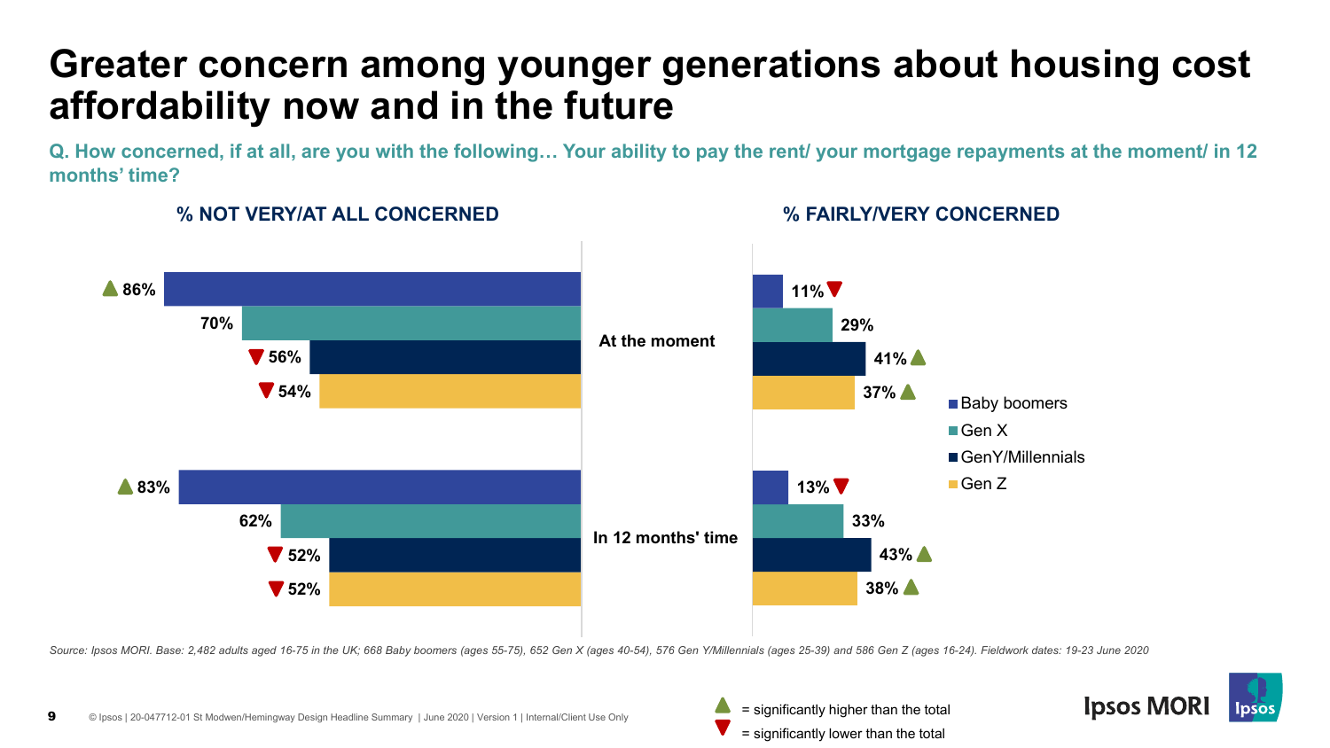# Greater concern among younger generations about housing cost affordability now and in the future

**Q. How concerned, if at all, are you with the following… Your ability to pay the rent/ your mortgage repayments at the moment/ in 12 months' time?**

| | % NOT VERY/AT ALL CONCERNED | % FAIRLY/VERY CONCERNED |
|---|---|---|
| **At the moment** | | |
| Baby boomers | ▲ 86% | 11% ▼ |
| Gen X | 70% | 29% |
| GenY/Millennials | ▼ 56% | 41% ▲ |
| Gen Z | ▼ 54% | 37% ▲ |
| **In 12 months' time** | | |
| Baby boomers | ▲ 83% | 13% ▼ |
| Gen X | 62% | 33% |
| GenY/Millennials | ▼ 52% | 43% ▲ |
| Gen Z | ▼ 52% | 38% ▲ |

*Source: Ipsos MORI. Base: 2,482 adults aged 16-75 in the UK; 668 Baby boomers (ages 55-75), 652 Gen X (ages 40-54), 576 Gen Y/Millennials (ages 25-39) and 586 Gen Z (ages 16-24). Fieldwork dates: 19-23 June 2020*

▲ = significantly higher than the total
▼ = significantly lower than the total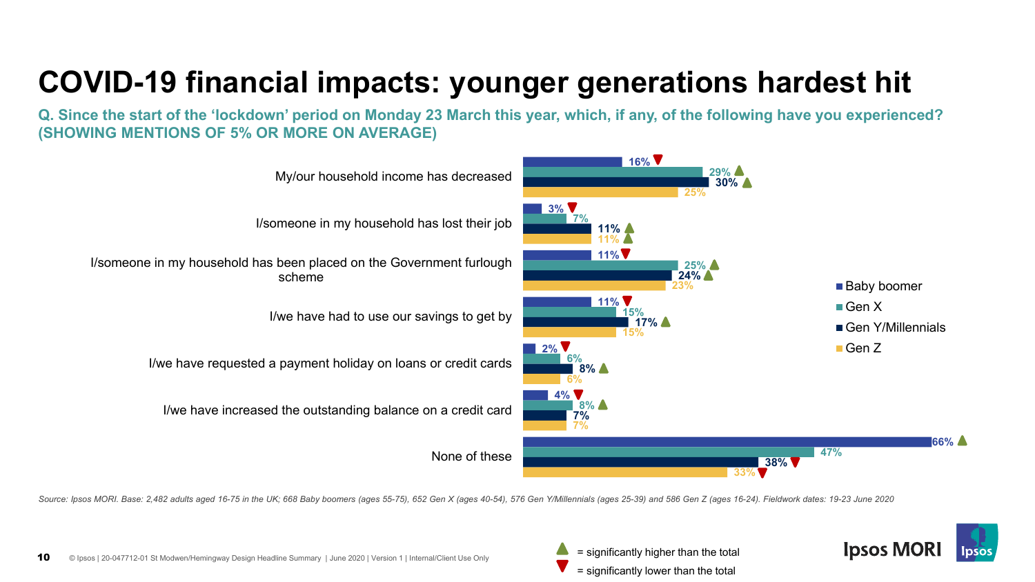# COVID-19 financial impacts: younger generations hardest hit

**Q. Since the start of the 'lockdown' period on Monday 23 March this year, which, if any, of the following have you experienced? (SHOWING MENTIONS OF 5% OR MORE ON AVERAGE)**

| | Baby boomer | Gen X | Gen Y/Millennials | Gen Z |
|---|---|---|---|---|
| My/our household income has decreased | 16% ▼ | 29% ▲ | 30% ▲ | 25% |
| I/someone in my household has lost their job | 3% ▼ | 7% | 11% ▲ | 11% ▲ |
| I/someone in my household has been placed on the Government furlough scheme | 11% ▼ | 25% ▲ | 24% ▲ | 23% |
| I/we have had to use our savings to get by | 11% ▼ | 15% | 17% ▲ | 15% |
| I/we have requested a payment holiday on loans or credit cards | 2% ▼ | 6% | 8% ▲ | 6% |
| I/we have increased the outstanding balance on a credit card | 4% ▼ | 8% ▲ | 7% | 7% |
| None of these | 66% ▲ | 47% | 38% ▼ | 33% ▼ |

*Source: Ipsos MORI. Base: 2,482 adults aged 16-75 in the UK; 668 Baby boomers (ages 55-75), 652 Gen X (ages 40-54), 576 Gen Y/Millennials (ages 25-39) and 586 Gen Z (ages 16-24). Fieldwork dates: 19-23 June 2020*

▲ = significantly higher than the total
▼ = significantly lower than the total

© Ipsos | 20-047712-01 St Modwen/Hemingway Design Headline Summary | June 2020 | Version 1 | Internal/Client Use Only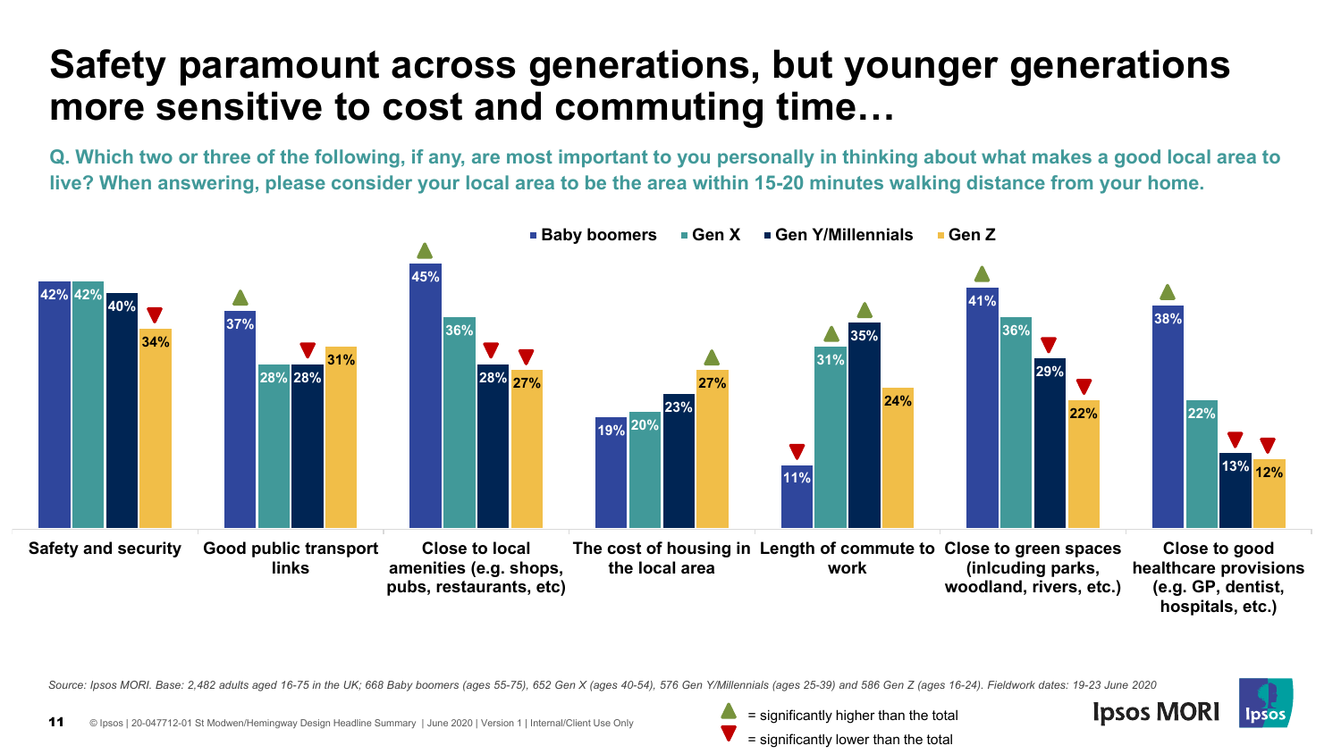# Safety paramount across generations, but younger generations more sensitive to cost and commuting time…

**Q. Which two or three of the following, if any, are most important to you personally in thinking about what makes a good local area to live? When answering, please consider your local area to be the area within 15-20 minutes walking distance from your home.**

| | Baby boomers | Gen X | Gen Y/Millennials | Gen Z |
|---|---|---|---|---|
| Safety and security | 42% | 42% | 40% | 34% ▼ |
| Good public transport links | 37% ▲ | 28% | 28% ▼ | 31% |
| Close to local amenities (e.g. shops, pubs, restaurants, etc) | 45% ▲ | 36% | 28% ▼ | 27% ▼ |
| The cost of housing in the local area | 19% | 20% | 23% | 27% ▲ |
| Length of commute to work | 11% ▼ | 31% ▲ | 35% ▲ | 24% |
| Close to green spaces (inlcuding parks, woodland, rivers, etc.) | 41% ▲ | 36% | 29% ▼ | 22% ▼ |
| Close to good healthcare provisions (e.g. GP, dentist, hospitals, etc.) | 38% ▲ | 22% | 13% ▼ | 12% ▼ |

▲ = significantly higher than the total

▼ = significantly lower than the total

*Source: Ipsos MORI. Base: 2,482 adults aged 16-75 in the UK; 668 Baby boomers (ages 55-75), 652 Gen X (ages 40-54), 576 Gen Y/Millennials (ages 25-39) and 586 Gen Z (ages 16-24). Fieldwork dates: 19-23 June 2020*

© Ipsos | 20-047712-01 St Modwen/Hemingway Design Headline Summary | June 2020 | Version 1 | Internal/Client Use Only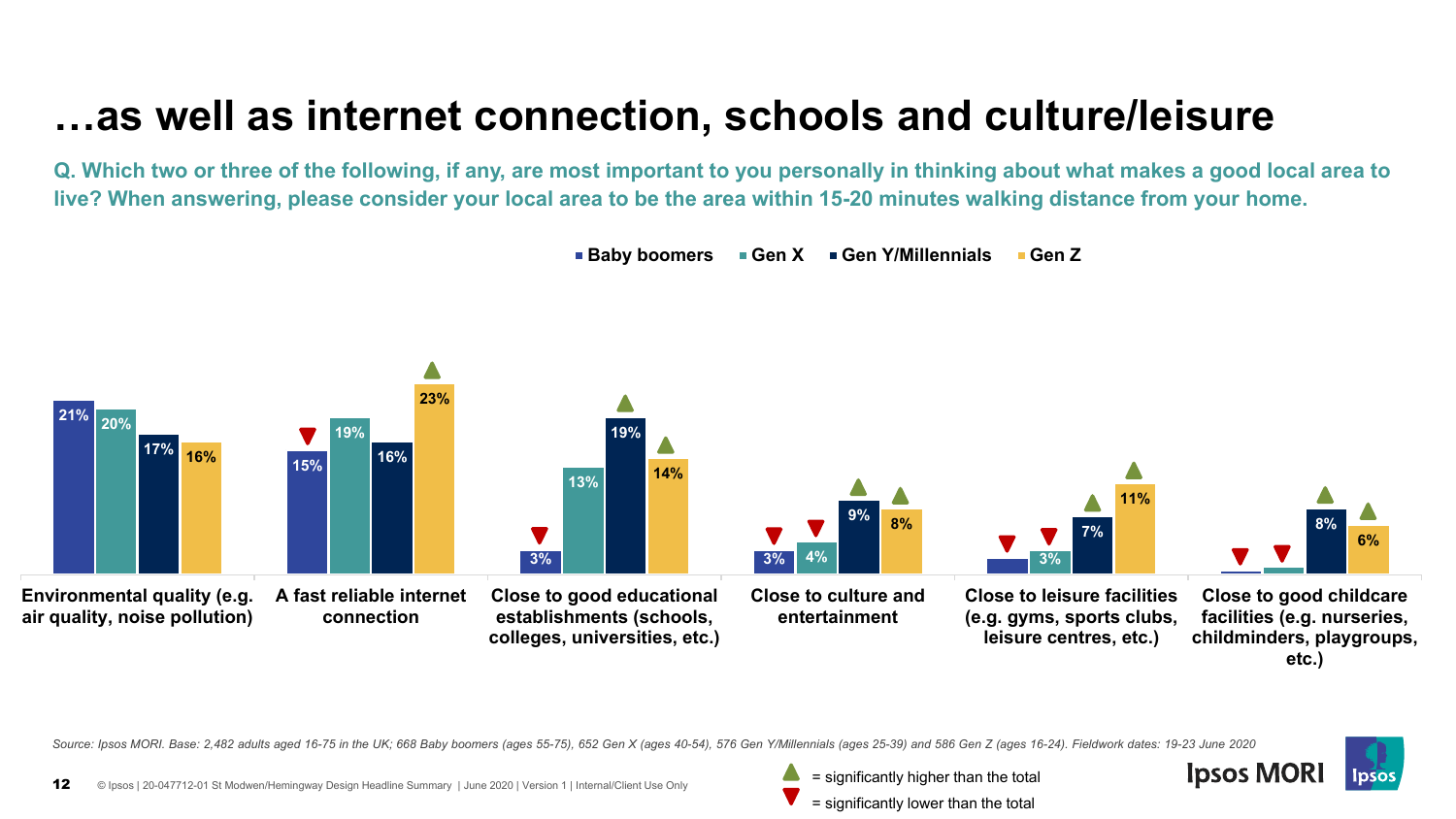# …as well as internet connection, schools and culture/leisure

**Q. Which two or three of the following, if any, are most important to you personally in thinking about what makes a good local area to live? When answering, please consider your local area to be the area within 15-20 minutes walking distance from your home.**

| | Baby boomers | Gen X | Gen Y/Millennials | Gen Z |
|---|---|---|---|---|
| Environmental quality (e.g. air quality, noise pollution) | 21% | 20% | 17% | 16% |
| A fast reliable internet connection | 15% ▼ | 19% | 16% | 23% ▲ |
| Close to good educational establishments (schools, colleges, universities, etc.) | 3% ▼ | 13% | 19% ▲ | 14% ▲ |
| Close to culture and entertainment | 3% ▼ | 4% ▼ | 9% ▲ | 8% ▲ |
| Close to leisure facilities (e.g. gyms, sports clubs, leisure centres, etc.) | ▼ | 3% ▼ | 7% ▲ | 11% ▲ |
| Close to good childcare facilities (e.g. nurseries, childminders, playgroups, etc.) | ▼ | ▼ | 8% ▲ | 6% ▲ |

▲ = significantly higher than the total

▼ = significantly lower than the total

*Source: Ipsos MORI. Base: 2,482 adults aged 16-75 in the UK; 668 Baby boomers (ages 55-75), 652 Gen X (ages 40-54), 576 Gen Y/Millennials (ages 25-39) and 586 Gen Z (ages 16-24). Fieldwork dates: 19-23 June 2020*

© Ipsos | 20-047712-01 St Modwen/Hemingway Design Headline Summary | June 2020 | Version 1 | Internal/Client Use Only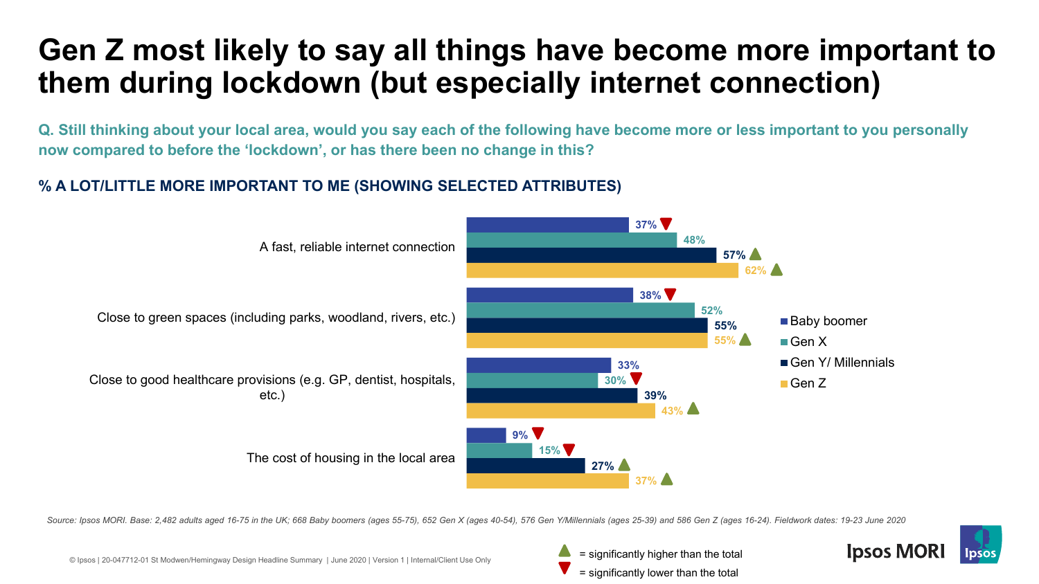# Gen Z most likely to say all things have become more important to them during lockdown (but especially internet connection)

**Q. Still thinking about your local area, would you say each of the following have become more or less important to you personally now compared to before the 'lockdown', or has there been no change in this?**

**% A LOT/LITTLE MORE IMPORTANT TO ME (SHOWING SELECTED ATTRIBUTES)**

| | Baby boomer | Gen X | Gen Y/ Millennials | Gen Z |
|---|---|---|---|---|
| A fast, reliable internet connection | 37% ▼ | 48% | 57% ▲ | 62% ▲ |
| Close to green spaces (including parks, woodland, rivers, etc.) | 38% ▼ | 52% | 55% | 55% ▲ |
| Close to good healthcare provisions (e.g. GP, dentist, hospitals, etc.) | 33% | 30% ▼ | 39% | 43% ▲ |
| The cost of housing in the local area | 9% ▼ | 15% ▼ | 27% ▲ | 37% ▲ |

▲ = significantly higher than the total

▼ = significantly lower than the total

*Source: Ipsos MORI. Base: 2,482 adults aged 16-75 in the UK; 668 Baby boomers (ages 55-75), 652 Gen X (ages 40-54), 576 Gen Y/Millennials (ages 25-39) and 586 Gen Z (ages 16-24). Fieldwork dates: 19-23 June 2020*

© Ipsos | 20-047712-01 St Modwen/Hemingway Design Headline Summary | June 2020 | Version 1 | Internal/Client Use Only

Ipsos MORI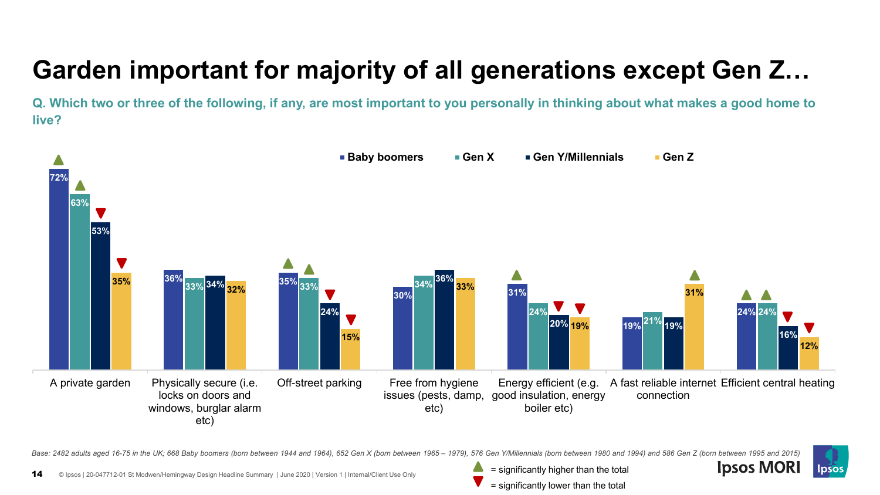# Garden important for majority of all generations except Gen Z…

**Q. Which two or three of the following, if any, are most important to you personally in thinking about what makes a good home to live?**

| | Baby boomers | Gen X | Gen Y/Millennials | Gen Z |
|---|---|---|---|---|
| A private garden | 72% ▲ | 63% ▲ | 53% ▼ | 35% ▼ |
| Physically secure (i.e. locks on doors and windows, burglar alarm etc) | 36% | 33% | 34% | 32% |
| Off-street parking | 35% ▲ | 33% ▲ | 24% ▼ | 15% ▼ |
| Free from hygiene issues (pests, damp, etc) | 30% | 34% | 36% | 33% |
| Energy efficient (e.g. good insulation, energy boiler etc) | 31% ▲ | 24% | 20% ▼ | 19% ▼ |
| A fast reliable internet connection | 19% | 21% | 19% | 31% ▲ |
| Efficient central heating | 24% ▲ | 24% ▲ | 16% ▼ | 12% ▼ |

▲ = significantly higher than the total

▼ = significantly lower than the total

*Base: 2482 adults aged 16-75 in the UK; 668 Baby boomers (born between 1944 and 1964), 652 Gen X (born between 1965 – 1979), 576 Gen Y/Millennials (born between 1980 and 1994) and 586 Gen Z (born between 1995 and 2015)*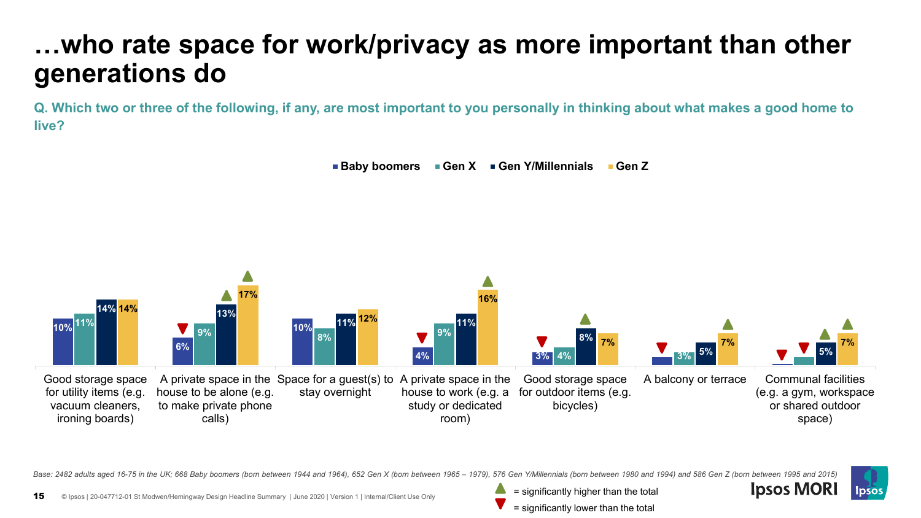# …who rate space for work/privacy as more important than other generations do

**Q. Which two or three of the following, if any, are most important to you personally in thinking about what makes a good home to live?**

| | Baby boomers | Gen X | Gen Y/Millennials | Gen Z |
|---|---|---|---|---|
| Good storage space for utility items (e.g. vacuum cleaners, ironing boards) | 10% | 11% | 14% | 14% |
| A private space in the house to be alone (e.g. to make private phone calls) | 6% ▼ | 9% | 13% ▲ | 17% ▲ |
| Space for a guest(s) to stay overnight | 10% | 8% | 11% | 12% |
| A private space in the house to work (e.g. a study or dedicated room) | 4% ▼ | 9% | 11% | 16% ▲ |
| Good storage space for outdoor items (e.g. bicycles) | 3% ▼ | 4% | 8% ▲ | 7% |
| A balcony or terrace | ▼ | 3% | 5% | 7% ▲ |
| Communal facilities (e.g. a gym, workspace or shared outdoor space) | ▼ | ▼ | 5% ▲ | 7% ▲ |

▲ = significantly higher than the total
▼ = significantly lower than the total

*Base: 2482 adults aged 16-75 in the UK; 668 Baby boomers (born between 1944 and 1964), 652 Gen X (born between 1965 – 1979), 576 Gen Y/Millennials (born between 1980 and 1994) and 586 Gen Z (born between 1995 and 2015)*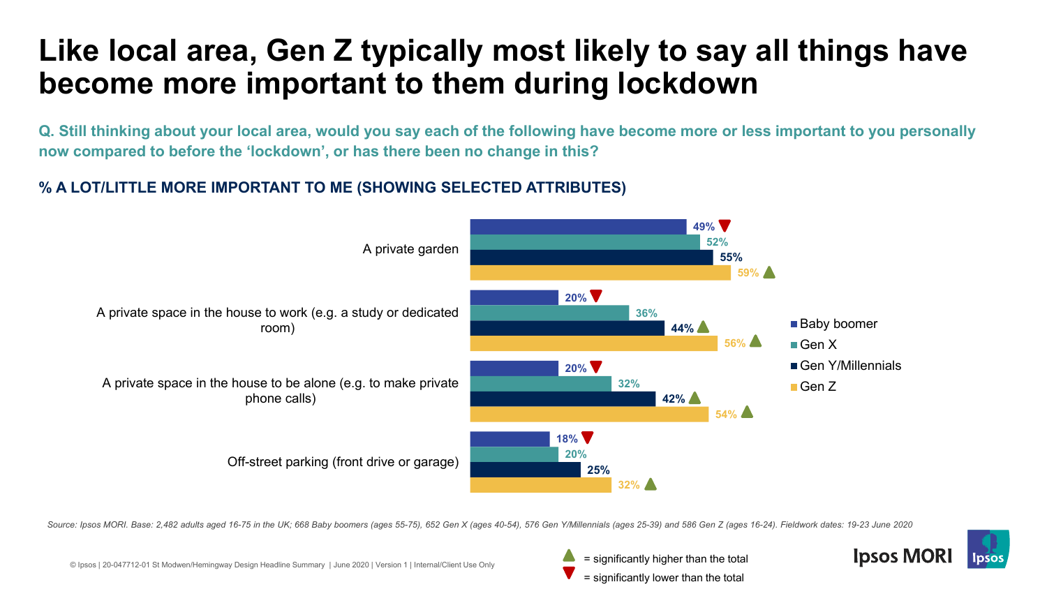# Like local area, Gen Z typically most likely to say all things have become more important to them during lockdown

**Q. Still thinking about your local area, would you say each of the following have become more or less important to you personally now compared to before the 'lockdown', or has there been no change in this?**

**% A LOT/LITTLE MORE IMPORTANT TO ME (SHOWING SELECTED ATTRIBUTES)**

| | Baby boomer | Gen X | Gen Y/Millennials | Gen Z |
|---|---|---|---|---|
| A private garden | 49% ▼ | 52% | 55% | 59% ▲ |
| A private space in the house to work (e.g. a study or dedicated room) | 20% ▼ | 36% | 44% ▲ | 56% ▲ |
| A private space in the house to be alone (e.g. to make private phone calls) | 20% ▼ | 32% | 42% ▲ | 54% ▲ |
| Off-street parking (front drive or garage) | 18% ▼ | 20% | 25% | 32% ▲ |

▲ = significantly higher than the total
▼ = significantly lower than the total

*Source: Ipsos MORI. Base: 2,482 adults aged 16-75 in the UK; 668 Baby boomers (ages 55-75), 652 Gen X (ages 40-54), 576 Gen Y/Millennials (ages 25-39) and 586 Gen Z (ages 16-24). Fieldwork dates: 19-23 June 2020*

© Ipsos | 20-047712-01 St Modwen/Hemingway Design Headline Summary | June 2020 | Version 1 | Internal/Client Use Only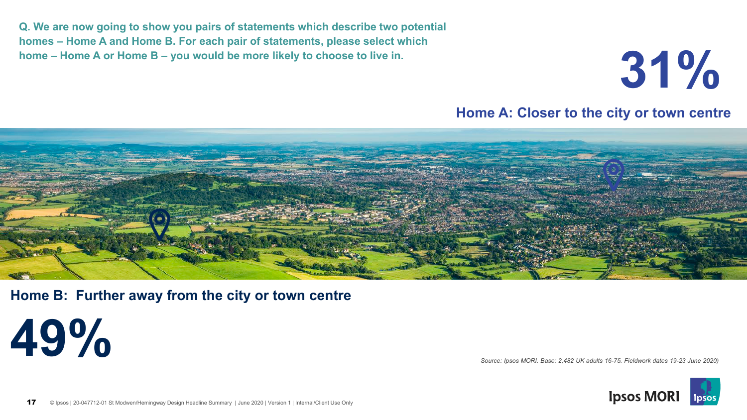**Q. We are now going to show you pairs of statements which describe two potential homes – Home A and Home B. For each pair of statements, please select which home – Home A or Home B – you would be more likely to choose to live in.**

# 31%

**Home A: Closer to the city or town centre**

**Home B: Further away from the city or town centre**

# 49%

*Source: Ipsos MORI. Base: 2,482 UK adults 16-75. Fieldwork dates 19-23 June 2020)*

© Ipsos | 20-047712-01 St Modwen/Hemingway Design Headline Summary | June 2020 | Version 1 | Internal/Client Use Only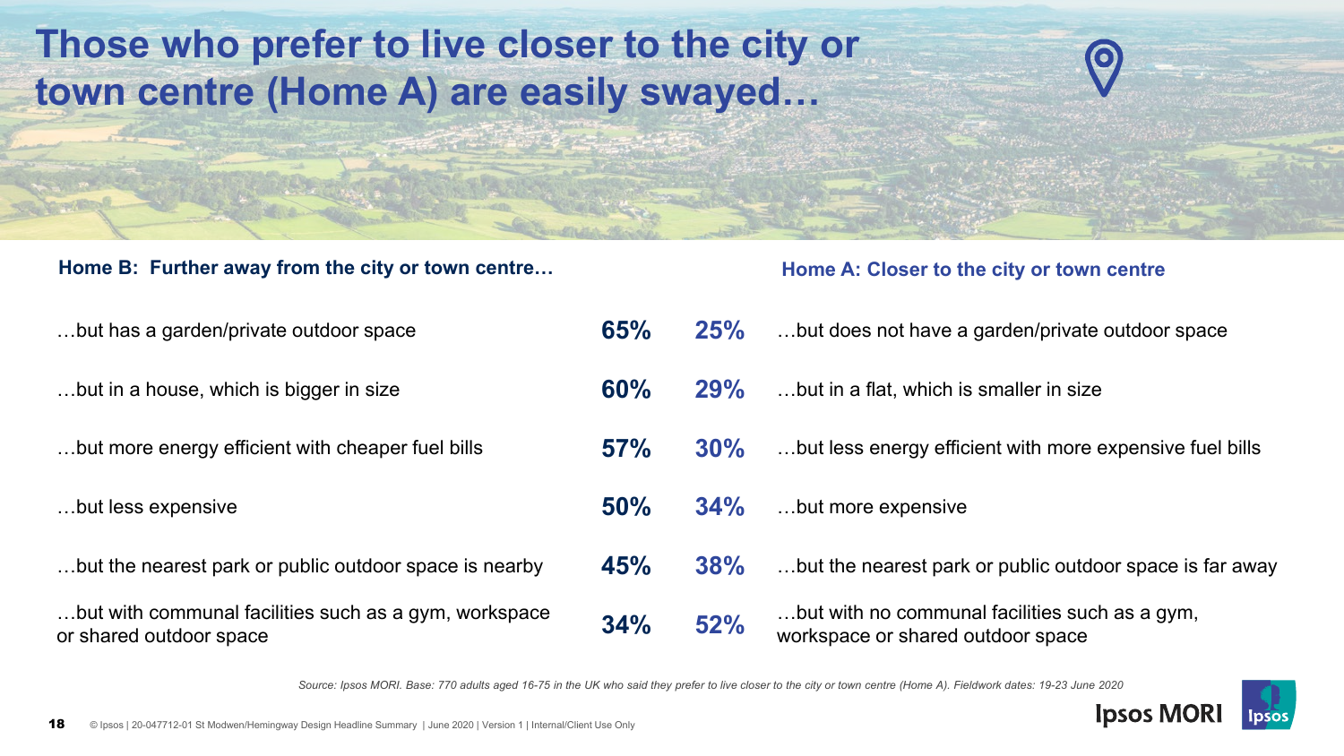# Those who prefer to live closer to the city or town centre (Home A) are easily swayed…

| Home B: Further away from the city or town centre… | | | Home A: Closer to the city or town centre |
|---|---|---|---|
| …but has a garden/private outdoor space | 65% | 25% | …but does not have a garden/private outdoor space |
| …but in a house, which is bigger in size | 60% | 29% | …but in a flat, which is smaller in size |
| …but more energy efficient with cheaper fuel bills | 57% | 30% | …but less energy efficient with more expensive fuel bills |
| …but less expensive | 50% | 34% | …but more expensive |
| …but the nearest park or public outdoor space is nearby | 45% | 38% | …but the nearest park or public outdoor space is far away |
| …but with communal facilities such as a gym, workspace or shared outdoor space | 34% | 52% | …but with no communal facilities such as a gym, workspace or shared outdoor space |

*Source: Ipsos MORI. Base: 770 adults aged 16-75 in the UK who said they prefer to live closer to the city or town centre (Home A). Fieldwork dates: 19-23 June 2020*

© Ipsos | 20-047712-01 St Modwen/Hemingway Design Headline Summary | June 2020 | Version 1 | Internal/Client Use Only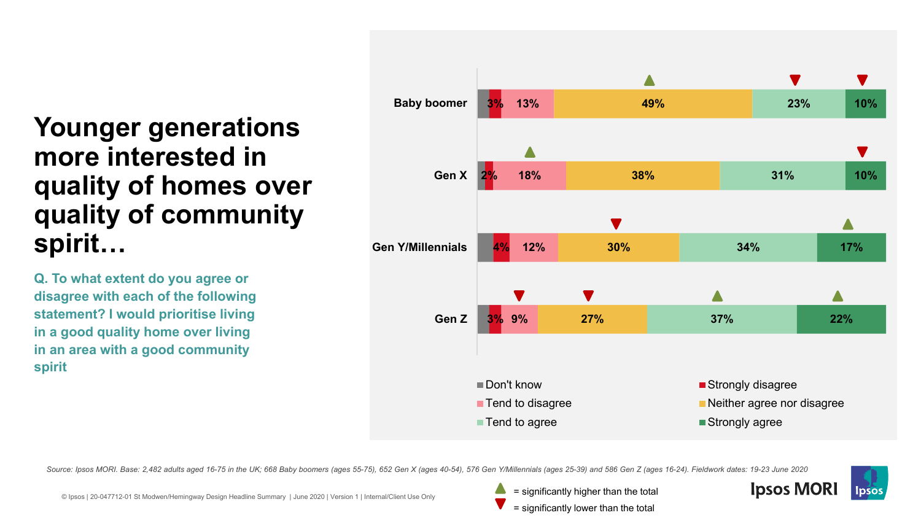# Younger generations more interested in quality of homes over quality of community spirit…

**Q. To what extent do you agree or disagree with each of the following statement? I would prioritise living in a good quality home over living in an area with a good community spirit**

| | Don't know | Strongly disagree | Tend to disagree | Neither agree nor disagree | Tend to agree | Strongly agree |
|---|---|---|---|---|---|---|
| Baby boomer | | 3% | 13% | 49% ▲ | 23% ▼ | 10% ▼ |
| Gen X | | 2% | 18% ▲ | 38% | 31% | 10% ▼ |
| Gen Y/Millennials | | 4% | 12% | 30% ▼ | 34% | 17% ▲ |
| Gen Z | | 3% | 9% ▼ | 27% ▼ | 37% ▲ | 22% ▲ |

▲ = significantly higher than the total
▼ = significantly lower than the total

*Source: Ipsos MORI. Base: 2,482 adults aged 16-75 in the UK; 668 Baby boomers (ages 55-75), 652 Gen X (ages 40-54), 576 Gen Y/Millennials (ages 25-39) and 586 Gen Z (ages 16-24). Fieldwork dates: 19-23 June 2020*

© Ipsos | 20-047712-01 St Modwen/Hemingway Design Headline Summary | June 2020 | Version 1 | Internal/Client Use Only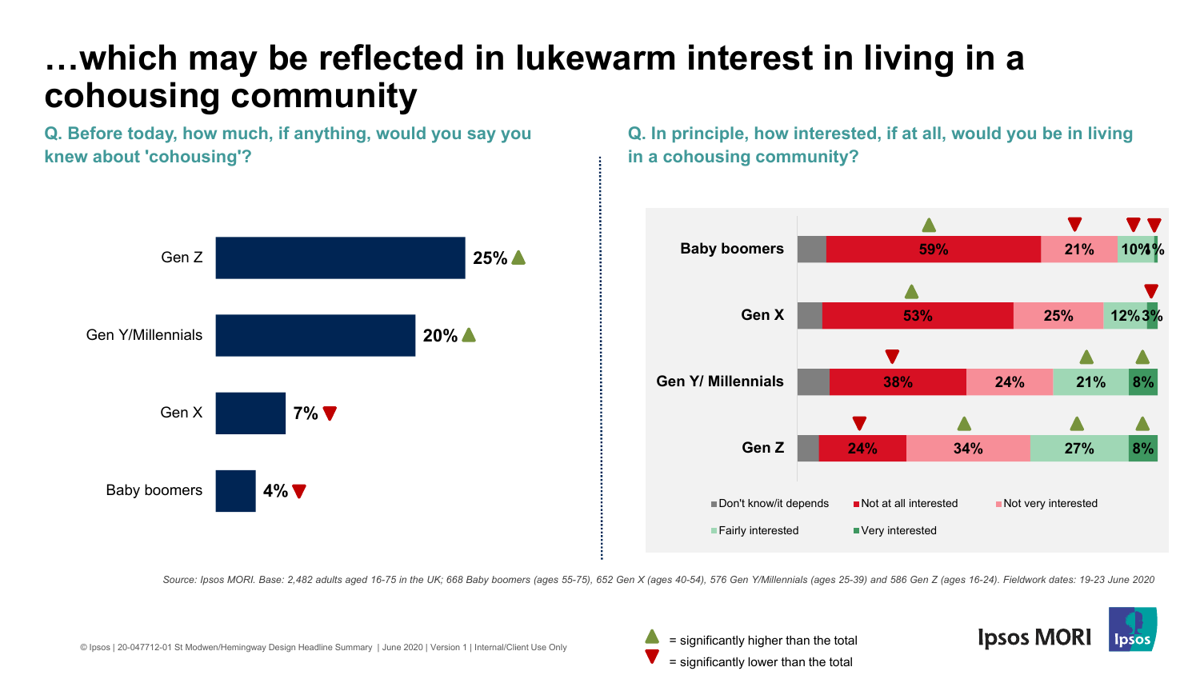# …which may be reflected in lukewarm interest in living in a cohousing community

**Q. Before today, how much, if anything, would you say you knew about 'cohousing'?**

| | % |
|---|---|
| Gen Z | 25% ▲ |
| Gen Y/Millennials | 20% ▲ |
| Gen X | 7% ▼ |
| Baby boomers | 4% ▼ |

**Q. In principle, how interested, if at all, would you be in living in a cohousing community?**

| | Don't know/it depends | Not at all interested | Not very interested | Fairly interested | Very interested |
|---|---|---|---|---|---|
| Baby boomers | | 59% ▲ | 21% ▼ | 10% ▼ | 1% ▼ |
| Gen X | | 53% ▲ | 25% | 12% | 3% ▼ |
| Gen Y/ Millennials | | 38% ▼ | 24% | 21% ▲ | 8% ▲ |
| Gen Z | | 24% ▼ | 34% ▲ | 27% ▲ | 8% ▲ |

*Source: Ipsos MORI. Base: 2,482 adults aged 16-75 in the UK; 668 Baby boomers (ages 55-75), 652 Gen X (ages 40-54), 576 Gen Y/Millennials (ages 25-39) and 586 Gen Z (ages 16-24). Fieldwork dates: 19-23 June 2020*

▲ = significantly higher than the total
▼ = significantly lower than the total

© Ipsos | 20-047712-01 St Modwen/Hemingway Design Headline Summary | June 2020 | Version 1 | Internal/Client Use Only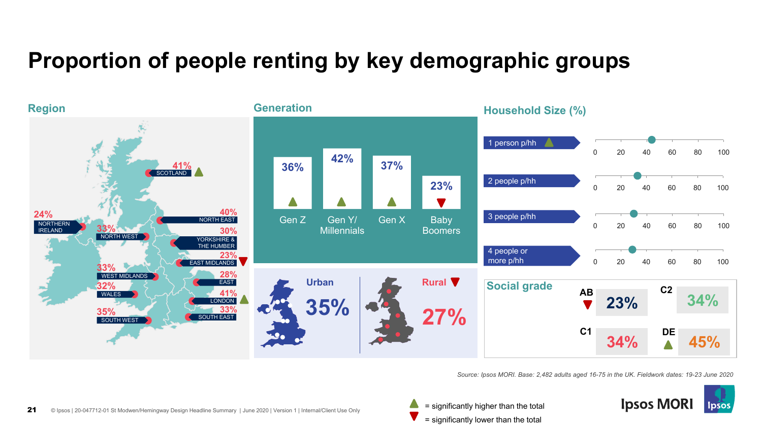# Proportion of people renting by key demographic groups

## Region

| Region | % renting | Significance |
|---|---|---|
| Scotland | 41% | ▲ |
| Northern Ireland | 24% | |
| North East | 40% | |
| North West | 33% | |
| Yorkshire & The Humber | 30% | |
| East Midlands | 23% | ▼ |
| West Midlands | 33% | |
| East | 28% | |
| Wales | 32% | |
| London | 41% | ▲ |
| South West | 35% | |
| South East | 33% | |

## Generation

| Generation | % renting | Significance |
|---|---|---|
| Gen Z | 36% | ▲ |
| Gen Y/ Millennials | 42% | ▲ |
| Gen X | 37% | ▲ |
| Baby Boomers | 23% | ▼ |

| Area | % renting | Significance |
|---|---|---|
| Urban | 35% | |
| Rural | 27% | ▼ |

## Household Size (%)

| Household size | Approx. % renting | Significance |
|---|---|---|
| 1 person p/hh | ~44 | ▲ |
| 2 people p/hh | ~33 | |
| 3 people p/hh | ~30 | |
| 4 people or more p/hh | ~29 | |

## Social grade

| Social grade | % renting | Significance |
|---|---|---|
| AB | 23% | ▼ |
| C1 | 34% | |
| C2 | 34% | |
| DE | 45% | ▲ |

*Source: Ipsos MORI. Base: 2,482 adults aged 16-75 in the UK. Fieldwork dates: 19-23 June 2020*

▲ = significantly higher than the total
▼ = significantly lower than the total

© Ipsos | 20-047712-01 St Modwen/Hemingway Design Headline Summary | June 2020 | Version 1 | Internal/Client Use Only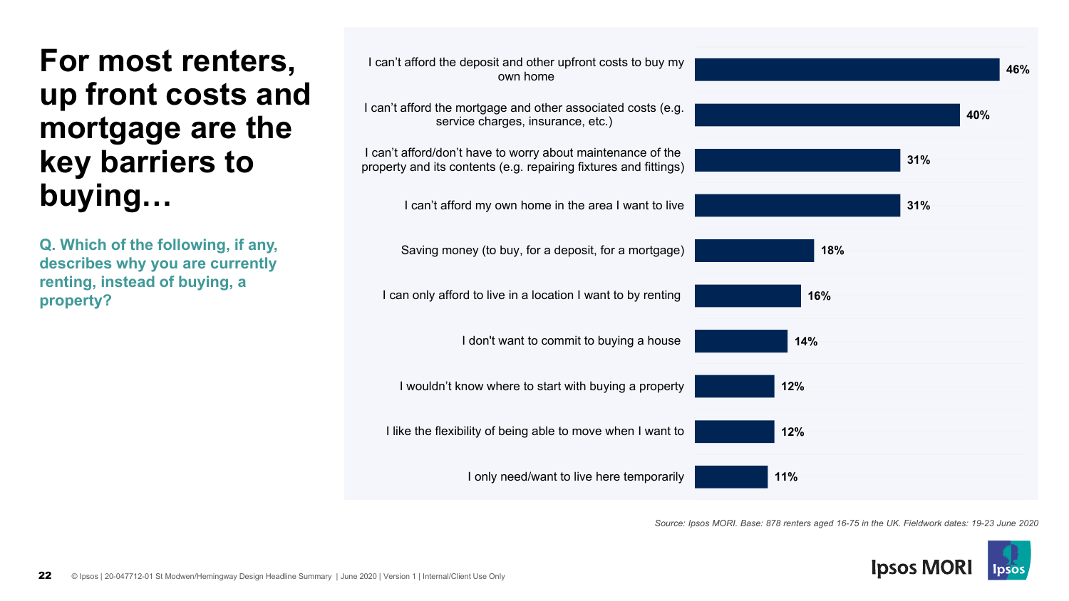# For most renters, up front costs and mortgage are the key barriers to buying…

**Q. Which of the following, if any, describes why you are currently renting, instead of buying, a property?**

| Reason | % |
|---|---|
| I can't afford the deposit and other upfront costs to buy my own home | 46% |
| I can't afford the mortgage and other associated costs (e.g. service charges, insurance, etc.) | 40% |
| I can't afford/don't have to worry about maintenance of the property and its contents (e.g. repairing fixtures and fittings) | 31% |
| I can't afford my own home in the area I want to live | 31% |
| Saving money (to buy, for a deposit, for a mortgage) | 18% |
| I can only afford to live in a location I want to by renting | 16% |
| I don't want to commit to buying a house | 14% |
| I wouldn't know where to start with buying a property | 12% |
| I like the flexibility of being able to move when I want to | 12% |
| I only need/want to live here temporarily | 11% |

*Source: Ipsos MORI. Base: 878 renters aged 16-75 in the UK. Fieldwork dates: 19-23 June 2020*

© Ipsos | 20-047712-01 St Modwen/Hemingway Design Headline Summary | June 2020 | Version 1 | Internal/Client Use Only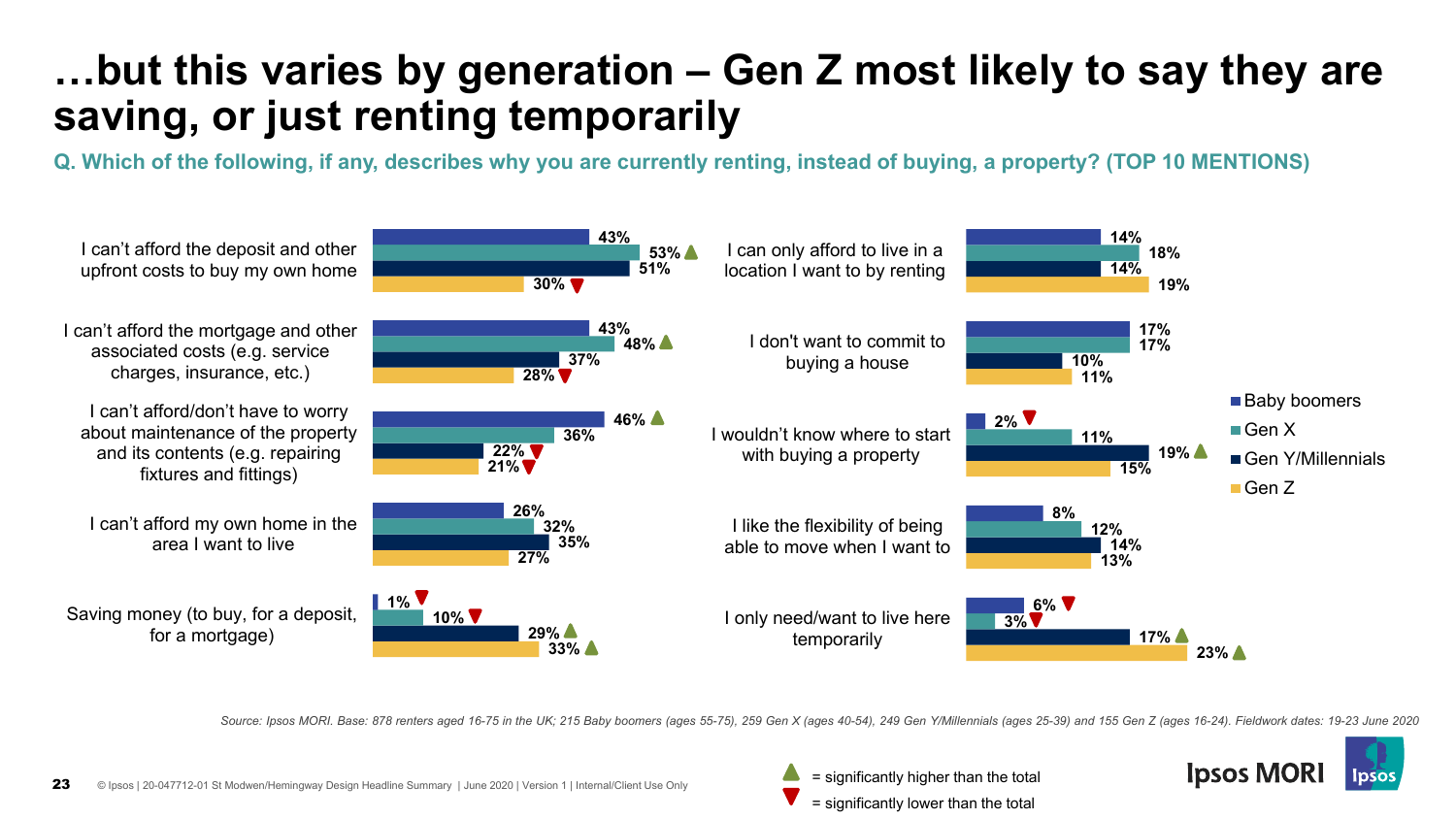# …but this varies by generation – Gen Z most likely to say they are saving, or just renting temporarily

**Q. Which of the following, if any, describes why you are currently renting, instead of buying, a property? (TOP 10 MENTIONS)**

| Reason | Baby boomers | Gen X | Gen Y/Millennials | Gen Z |
|---|---|---|---|---|
| I can't afford the deposit and other upfront costs to buy my own home | 43% | 53% ▲ | 51% | 30% ▼ |
| I can't afford the mortgage and other associated costs (e.g. service charges, insurance, etc.) | 43% | 48% ▲ | 37% | 28% ▼ |
| I can't afford/don't have to worry about maintenance of the property and its contents (e.g. repairing fixtures and fittings) | 46% ▲ | 36% | 22% ▼ | 21% ▼ |
| I can't afford my own home in the area I want to live | 26% | 32% | 35% | 27% |
| Saving money (to buy, for a deposit, for a mortgage) | 1% ▼ | 10% ▼ | 29% ▲ | 33% ▲ |
| I can only afford to live in a location I want to by renting | 14% | 18% | 14% | 19% |
| I don't want to commit to buying a house | 17% | 17% | 10% | 11% |
| I wouldn't know where to start with buying a property | 2% ▼ | 11% | 19% ▲ | 15% |
| I like the flexibility of being able to move when I want to | 8% | 12% | 14% | 13% |
| I only need/want to live here temporarily | 6% ▼ | 3% ▼ | 17% ▲ | 23% ▲ |

*Source: Ipsos MORI. Base: 878 renters aged 16-75 in the UK; 215 Baby boomers (ages 55-75), 259 Gen X (ages 40-54), 249 Gen Y/Millennials (ages 25-39) and 155 Gen Z (ages 16-24). Fieldwork dates: 19-23 June 2020*

▲ = significantly higher than the total

▼ = significantly lower than the total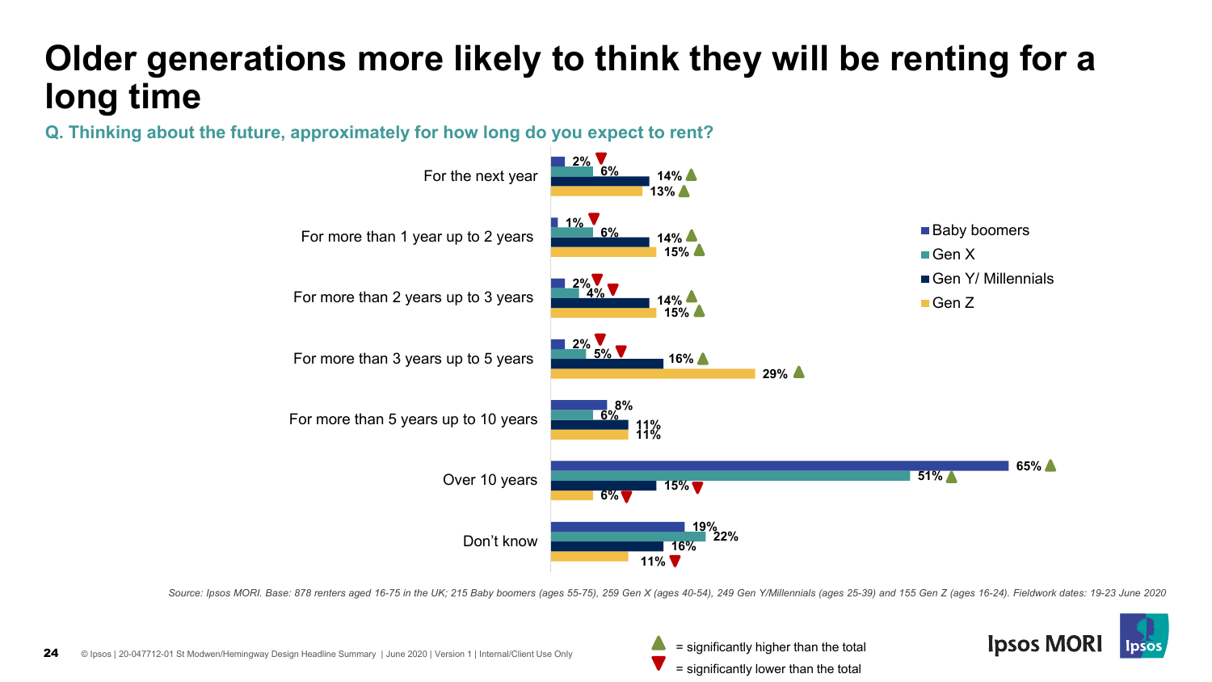# Older generations more likely to think they will be renting for a long time

**Q. Thinking about the future, approximately for how long do you expect to rent?**

| | Baby boomers | Gen X | Gen Y/ Millennials | Gen Z |
|---|---|---|---|---|
| For the next year | 2% ▼ | 6% | 14% ▲ | 13% ▲ |
| For more than 1 year up to 2 years | 1% ▼ | 6% | 14% ▲ | 15% ▲ |
| For more than 2 years up to 3 years | 2% ▼ | 4% ▼ | 14% ▲ | 15% ▲ |
| For more than 3 years up to 5 years | 2% ▼ | 5% ▼ | 16% ▲ | 29% ▲ |
| For more than 5 years up to 10 years | 8% | 6% | 11% | 11% |
| Over 10 years | 65% ▲ | 51% ▲ | 15% ▼ | 6% ▼ |
| Don't know | 19% | 22% | 16% | 11% ▼ |

*Source: Ipsos MORI. Base: 878 renters aged 16-75 in the UK; 215 Baby boomers (ages 55-75), 259 Gen X (ages 40-54), 249 Gen Y/Millennials (ages 25-39) and 155 Gen Z (ages 16-24). Fieldwork dates: 19-23 June 2020*

▲ = significantly higher than the total

▼ = significantly lower than the total

© Ipsos | 20-047712-01 St Modwen/Hemingway Design Headline Summary | June 2020 | Version 1 | Internal/Client Use Only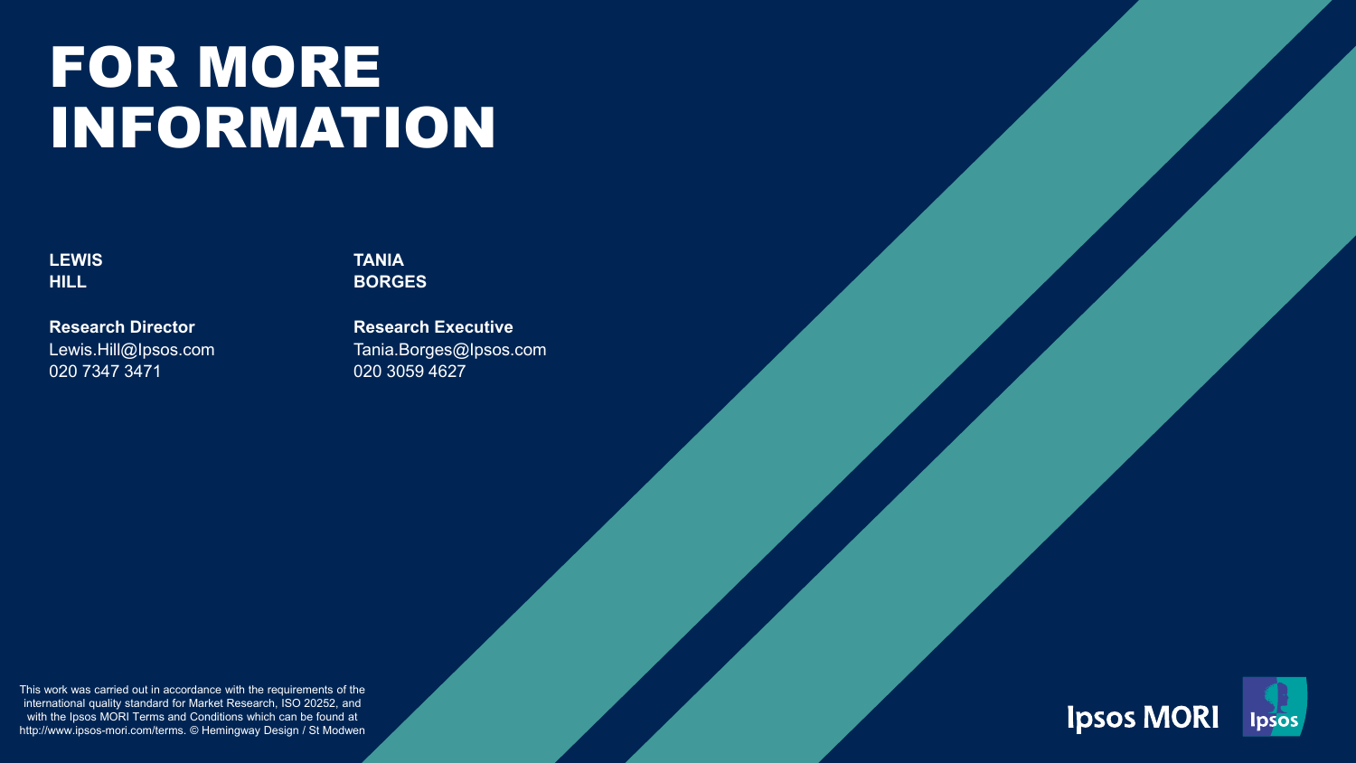# FOR MORE INFORMATION

**LEWIS HILL**

**Research Director**
Lewis.Hill@Ipsos.com
020 7347 3471

**TANIA BORGES**

**Research Executive**
Tania.Borges@Ipsos.com
020 3059 4627

This work was carried out in accordance with the requirements of the international quality standard for Market Research, ISO 20252, and with the Ipsos MORI Terms and Conditions which can be found at http://www.ipsos-mori.com/terms. © Hemingway Design / St Modwen

Ipsos MORI